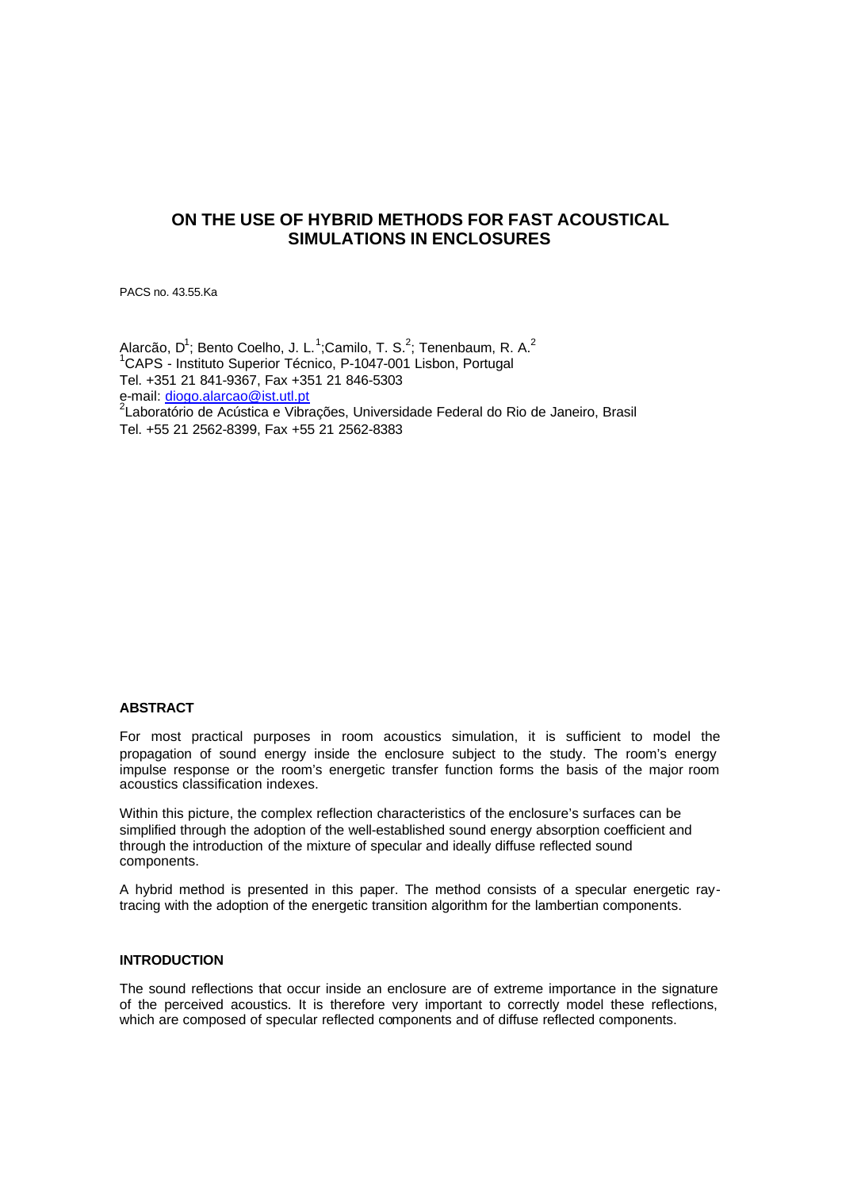# ON THE USE OF HYBRID METHODS FOR FAST ACOUSTICAL SIMULATIONS IN ENCLOSURES

PACS no. 43.55.Ka

Alarcão, D[1]; Bento Coelho, J. L.[1];Camilo, T. S.[2]; Tenenbaum, R. A.[2]
[1]CAPS - Instituto Superior Técnico, P-1047-001 Lisbon, Portugal
Tel. +351 21 841-9367, Fax +351 21 846-5303
e-mail: diogo.alarcao@ist.utl.pt
[2]Laboratório de Acústica e Vibrações, Universidade Federal do Rio de Janeiro, Brasil
Tel. +55 21 2562-8399, Fax +55 21 2562-8383

## ABSTRACT

For most practical purposes in room acoustics simulation, it is sufficient to model the propagation of sound energy inside the enclosure subject to the study. The room's energy impulse response or the room's energetic transfer function forms the basis of the major room acoustics classification indexes.

Within this picture, the complex reflection characteristics of the enclosure's surfaces can be simplified through the adoption of the well-established sound energy absorption coefficient and through the introduction of the mixture of specular and ideally diffuse reflected sound components.

A hybrid method is presented in this paper. The method consists of a specular energetic ray-tracing with the adoption of the energetic transition algorithm for the lambertian components.

## INTRODUCTION

The sound reflections that occur inside an enclosure are of extreme importance in the signature of the perceived acoustics. It is therefore very important to correctly model these reflections, which are composed of specular reflected components and of diffuse reflected components.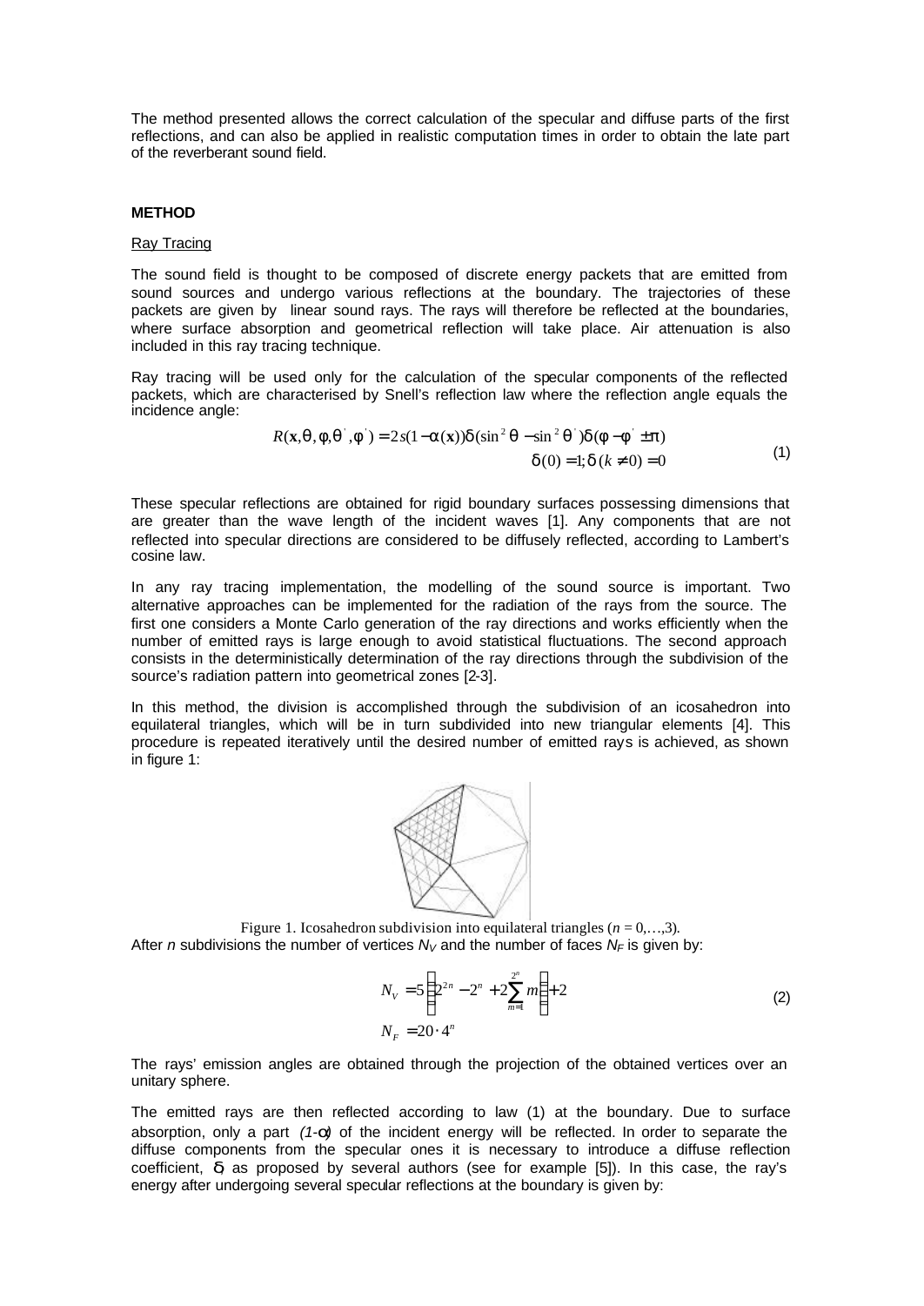The method presented allows the correct calculation of the specular and diffuse parts of the first reflections, and can also be applied in realistic computation times in order to obtain the late part of the reverberant sound field.

**METHOD**

Ray Tracing

The sound field is thought to be composed of discrete energy packets that are emitted from sound sources and undergo various reflections at the boundary. The trajectories of these packets are given by linear sound rays. The rays will therefore be reflected at the boundaries, where surface absorption and geometrical reflection will take place. Air attenuation is also included in this ray tracing technique.

Ray tracing will be used only for the calculation of the specular components of the reflected packets, which are characterised by Snell's reflection law where the reflection angle equals the incidence angle:

$$R(\mathbf{x},\theta,\phi,\theta',\phi') = 2s(1-\alpha(\mathbf{x}))\delta(\sin^2\theta - \sin^2\theta')\delta(\phi - \phi' \pm \pi)$$
$$\delta(0) = 1; \delta\,(k \neq 0) = 0 \tag{1}$$

These specular reflections are obtained for rigid boundary surfaces possessing dimensions that are greater than the wave length of the incident waves [1]. Any components that are not reflected into specular directions are considered to be diffusely reflected, according to Lambert's cosine law.

In any ray tracing implementation, the modelling of the sound source is important. Two alternative approaches can be implemented for the radiation of the rays from the source. The first one considers a Monte Carlo generation of the ray directions and works efficiently when the number of emitted rays is large enough to avoid statistical fluctuations. The second approach consists in the deterministically determination of the ray directions through the subdivision of the source's radiation pattern into geometrical zones [2-3].

In this method, the division is accomplished through the subdivision of an icosahedron into equilateral triangles, which will be in turn subdivided into new triangular elements [4]. This procedure is repeated iteratively until the desired number of emitted rays is achieved, as shown in figure 1:

Figure 1. Icosahedron subdivision into equilateral triangles ($n = 0,\ldots,3$).

After $n$ subdivisions the number of vertices $N_V$ and the number of faces $N_F$ is given by:

$$N_V = 5\left(2^{2n} - 2^n + 2\sum_{m=1}^{2^n} m\right) + 2$$
$$N_F = 20 \cdot 4^n \tag{2}$$

The rays' emission angles are obtained through the projection of the obtained vertices over an unitary sphere.

The emitted rays are then reflected according to law (1) at the boundary. Due to surface absorption, only a part $(1-\alpha)$ of the incident energy will be reflected. In order to separate the diffuse components from the specular ones it is necessary to introduce a diffuse reflection coefficient, $\delta$, as proposed by several authors (see for example [5]). In this case, the ray's energy after undergoing several specular reflections at the boundary is given by: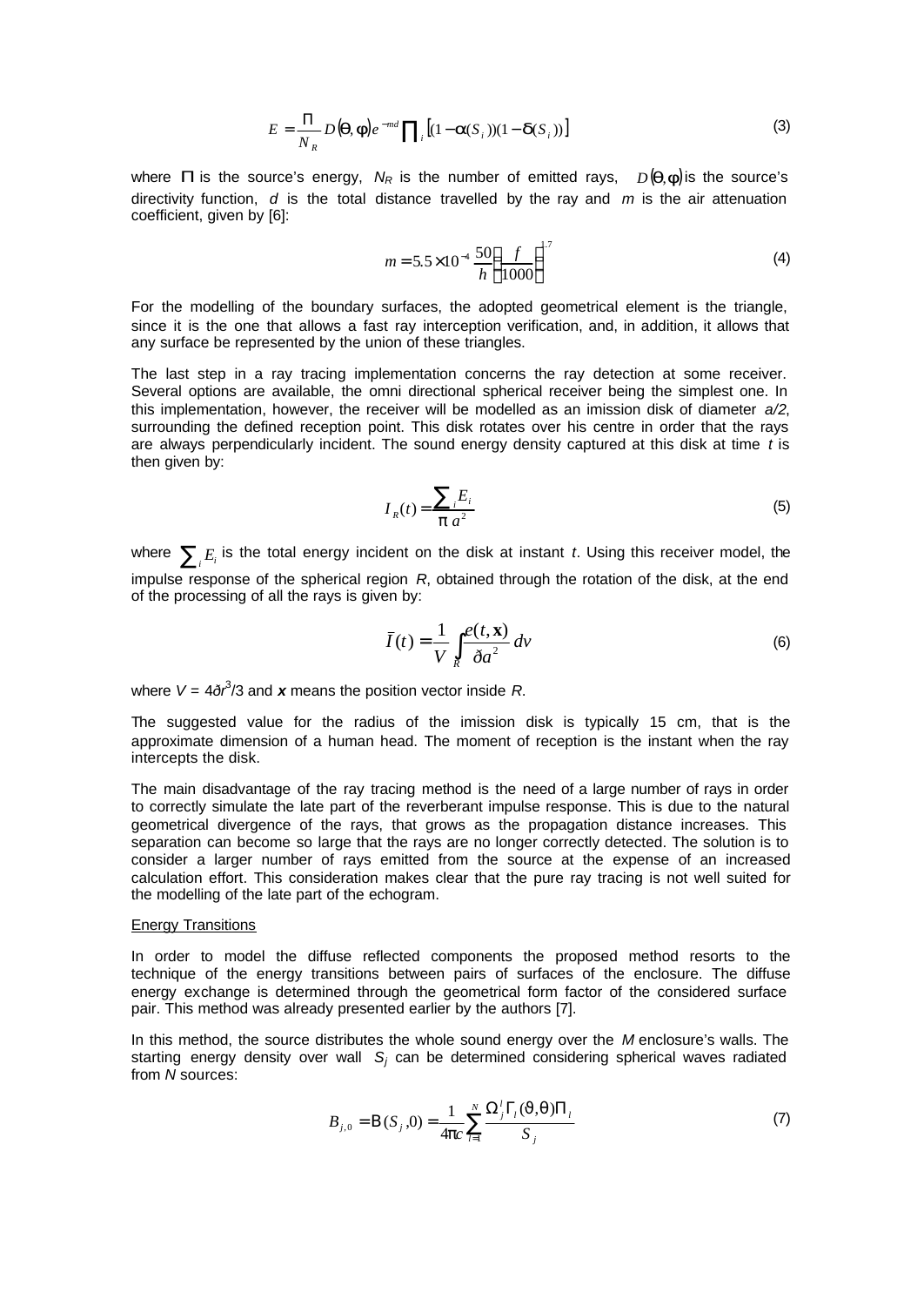$$E = \frac{\Pi}{N_R} D(\Theta, \phi) e^{-md} \prod_i \left[(1-\alpha(S_i))(1-\delta(S_i))\right] \tag{3}$$

where $\Pi$ is the source's energy, $N_R$ is the number of emitted rays, $D(\Theta,\phi)$ is the source's directivity function, $d$ is the total distance travelled by the ray and $m$ is the air attenuation coefficient, given by [6]:

$$m = 5.5\times 10^{-4}\,\frac{50}{h}\left(\frac{f}{1000}\right)^{1.7} \tag{4}$$

For the modelling of the boundary surfaces, the adopted geometrical element is the triangle, since it is the one that allows a fast ray interception verification, and, in addition, it allows that any surface be represented by the union of these triangles.

The last step in a ray tracing implementation concerns the ray detection at some receiver. Several options are available, the omni directional spherical receiver being the simplest one. In this implementation, however, the receiver will be modelled as an imission disk of diameter *a/2*, surrounding the defined reception point. This disk rotates over his centre in order that the rays are always perpendicularly incident. The sound energy density captured at this disk at time *t* is then given by:

$$I_R(t) = \frac{\sum_i E_i}{\pi a^2} \tag{5}$$

where $\sum_i E_i$ is the total energy incident on the disk at instant *t*. Using this receiver model, the impulse response of the spherical region *R*, obtained through the rotation of the disk, at the end of the processing of all the rays is given by:

$$\bar{I}(t) = \frac{1}{V}\int_R \frac{e(t,\mathbf{x})}{\pi a^2}\, dv \tag{6}$$

where $V = 4\pi r^3/3$ and $\boldsymbol{x}$ means the position vector inside *R*.

The suggested value for the radius of the imission disk is typically 15 cm, that is the approximate dimension of a human head. The moment of reception is the instant when the ray intercepts the disk.

The main disadvantage of the ray tracing method is the need of a large number of rays in order to correctly simulate the late part of the reverberant impulse response. This is due to the natural geometrical divergence of the rays, that grows as the propagation distance increases. This separation can become so large that the rays are no longer correctly detected. The solution is to consider a larger number of rays emitted from the source at the expense of an increased calculation effort. This consideration makes clear that the pure ray tracing is not well suited for the modelling of the late part of the echogram.

## Energy Transitions

In order to model the diffuse reflected components the proposed method resorts to the technique of the energy transitions between pairs of surfaces of the enclosure. The diffuse energy exchange is determined through the geometrical form factor of the considered surface pair. This method was already presented earlier by the authors [7].

In this method, the source distributes the whole sound energy over the *M* enclosure's walls. The starting energy density over wall $S_j$ can be determined considering spherical waves radiated from *N* sources:

$$B_{j,0} = \mathrm{B}(S_j, 0) = \frac{1}{4\pi c}\sum_{l=1}^{N} \frac{\Omega_j^l \Gamma_l(\vartheta,\theta)\Pi_l}{S_j} \tag{7}$$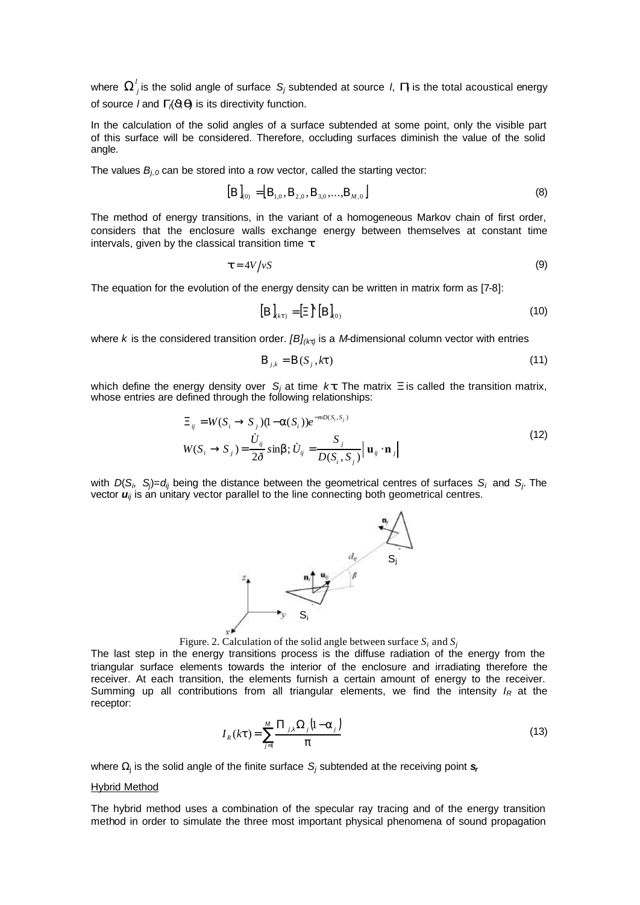where $\Omega^l_j$ is the solid angle of surface $S_j$ subtended at source $l$, $\Pi_l$ is the total acoustical energy of source $l$ and $\Gamma_l(\vartheta,\Theta)$ is its directivity function.

In the calculation of the solid angles of a surface subtended at some point, only the visible part of this surface will be considered. Therefore, occluding surfaces diminish the value of the solid angle.

The values $B_{j,0}$ can be stored into a row vector, called the starting vector:

$$[B]_{(0)} = [B_{1,0}, B_{2,0}, B_{3,0}, \ldots, B_{M,0}] \tag{8}$$

The method of energy transitions, in the variant of a homogeneous Markov chain of first order, considers that the enclosure walls exchange energy between themselves at constant time intervals, given by the classical transition time $\tau$:

$$\tau = 4V/vS \tag{9}$$

The equation for the evolution of the energy density can be written in matrix form as [7-8]:

$$[B]_{(k\tau)} = [\Xi]^k [B]_{(0)} \tag{10}$$

where $k$ is the considered transition order. $[B]_{(k\tau)}$ is a $M$-dimensional column vector with entries

$$B_{j,k} = B(S_j, k\tau) \tag{11}$$

which define the energy density over $S_j$ at time $k\tau$. The matrix $\Xi$ is called the transition matrix, whose entries are defined through the following relationships:

$$\begin{aligned} \Xi_{ij} &= W(S_i \to S_j)(1-\alpha(S_i))e^{-mD(S_i,S_j)} \\ W(S_i \to S_j) &= \frac{\Omega_{ij}}{2\pi}\sin\beta; \; \Omega_{ij} = \frac{S_j}{D(S_i,S_j)}\left|\mathbf{u}_{ij}\cdot\mathbf{n}_j\right| \end{aligned} \tag{12}$$

with $D(S_i, S_j)=d_{ij}$ being the distance between the geometrical centres of surfaces $S_i$ and $S_j$. The vector $\mathbf{u}_{ij}$ is an unitary vector parallel to the line connecting both geometrical centres.

Figure. 2. Calculation of the solid angle between surface $S_i$ and $S_j$

The last step in the energy transitions process is the diffuse radiation of the energy from the triangular surface elements towards the interior of the enclosure and irradiating therefore the receiver. At each transition, the elements furnish a certain amount of energy to the receiver. Summing up all contributions from all triangular elements, we find the intensity $I_R$ at the receptor:

$$I_R(k\tau) = \sum_{j=1}^{M} \frac{\Pi_{j,k}\Omega_j(1-\alpha_j)}{\pi} \tag{13}$$

where $\Omega_j$ is the solid angle of the finite surface $S_j$ subtended at the receiving point $\mathbf{s}_r$.

<u>Hybrid Method</u>

The hybrid method uses a combination of the specular ray tracing and of the energy transition method in order to simulate the three most important physical phenomena of sound propagation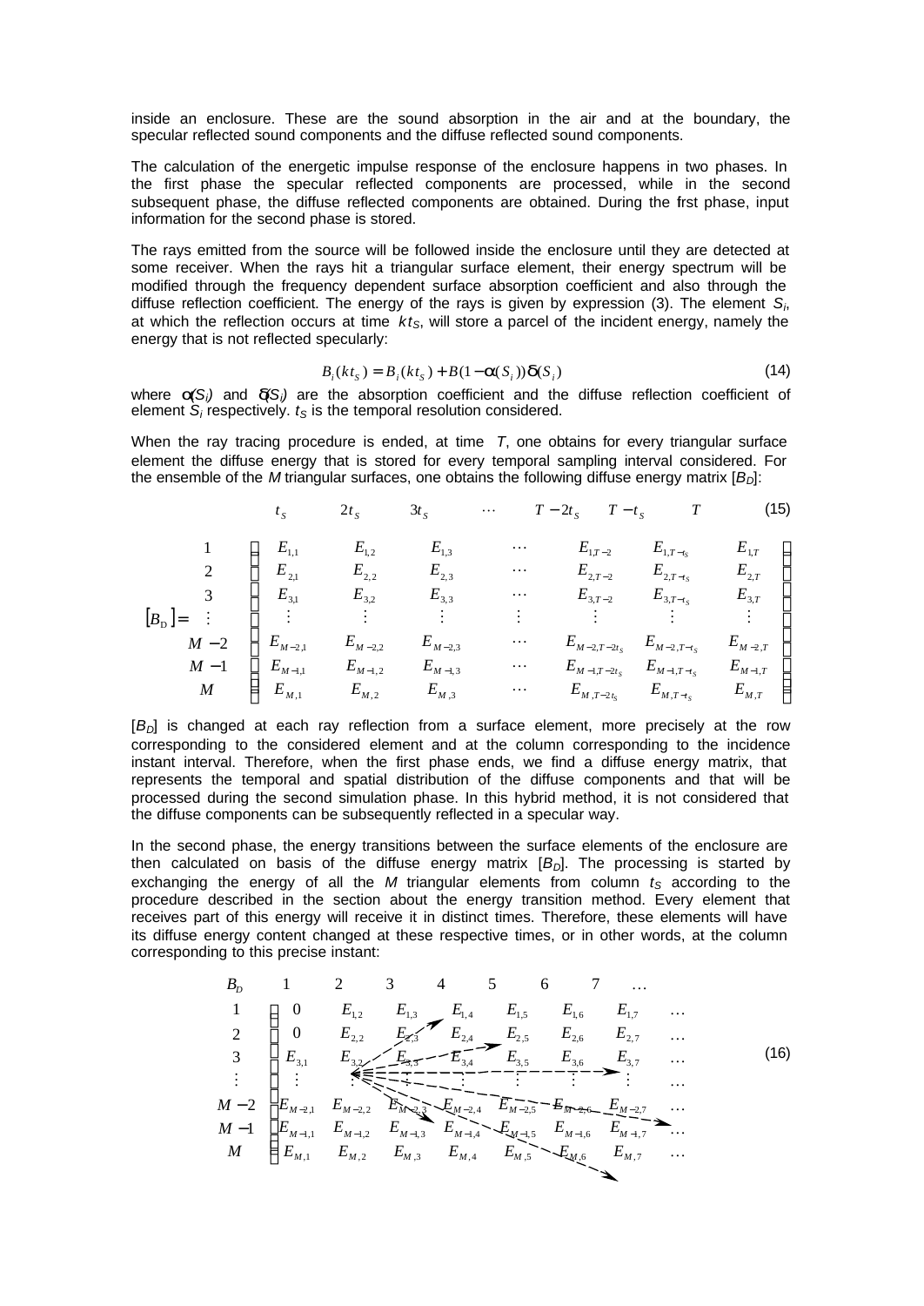inside an enclosure. These are the sound absorption in the air and at the boundary, the specular reflected sound components and the diffuse reflected sound components.

The calculation of the energetic impulse response of the enclosure happens in two phases. In the first phase the specular reflected components are processed, while in the second subsequent phase, the diffuse reflected components are obtained. During the first phase, input information for the second phase is stored.

The rays emitted from the source will be followed inside the enclosure until they are detected at some receiver. When the rays hit a triangular surface element, their energy spectrum will be modified through the frequency dependent surface absorption coefficient and also through the diffuse reflection coefficient. The energy of the rays is given by expression (3). The element $S_i$, at which the reflection occurs at time $kt_S$, will store a parcel of the incident energy, namely the energy that is not reflected specularly:

$$B_i(kt_S) = B_i(kt_S) + B(1-\alpha(S_i))\delta(S_i) \tag{14}$$

where $\alpha(S_i)$ and $\delta(S_i)$ are the absorption coefficient and the diffuse reflection coefficient of element $S_i$ respectively. $t_S$ is the temporal resolution considered.

When the ray tracing procedure is ended, at time $T$, one obtains for every triangular surface element the diffuse energy that is stored for every temporal sampling interval considered. For the ensemble of the $M$ triangular surfaces, one obtains the following diffuse energy matrix $[B_D]$:

$$[B_D] = \begin{array}{c} \\ 1 \\ 2 \\ 3 \\ \vdots \\ M-2 \\ M-1 \\ M \end{array} \begin{array}{c} \begin{array}{ccccccc} t_S & 2t_S & 3t_S & \cdots & T-2t_S & T-t_S & T \end{array} \\ \begin{bmatrix} E_{1,1} & E_{1,2} & E_{1,3} & \cdots & E_{1,T-2} & E_{1,T-t_S} & E_{1,T} \\ E_{2,1} & E_{2,2} & E_{2,3} & \cdots & E_{2,T-2} & E_{2,T-t_S} & E_{2,T} \\ E_{3,1} & E_{3,2} & E_{3,3} & \cdots & E_{3,T-2} & E_{3,T-t_S} & E_{3,T} \\ \vdots & \vdots & \vdots & \vdots & \vdots & \vdots & \vdots \\ E_{M-2,1} & E_{M-2,2} & E_{M-2,3} & \cdots & E_{M-2,T-2t_S} & E_{M-2,T-t_S} & E_{M-2,T} \\ E_{M-1,1} & E_{M-1,2} & E_{M-1,3} & \cdots & E_{M-1,T-2t_S} & E_{M-1,T-t_S} & E_{M-1,T} \\ E_{M,1} & E_{M,2} & E_{M,3} & \cdots & E_{M,T-2t_S} & E_{M,T-t_S} & E_{M,T} \end{bmatrix} \end{array} \tag{15}$$

$[B_D]$ is changed at each ray reflection from a surface element, more precisely at the row corresponding to the considered element and at the column corresponding to the incidence instant interval. Therefore, when the first phase ends, we find a diffuse energy matrix, that represents the temporal and spatial distribution of the diffuse components and that will be processed during the second simulation phase. In this hybrid method, it is not considered that the diffuse components can be subsequently reflected in a specular way.

In the second phase, the energy transitions between the surface elements of the enclosure are then calculated on basis of the diffuse energy matrix $[B_D]$. The processing is started by exchanging the energy of all the $M$ triangular elements from column $t_S$ according to the procedure described in the section about the energy transition method. Every element that receives part of this energy will receive it in distinct times. Therefore, these elements will have its diffuse energy content changed at these respective times, or in other words, at the column corresponding to this precise instant:

$$\begin{array}{c} B_D \\ 1 \\ 2 \\ 3 \\ \vdots \\ M-2 \\ M-1 \\ M \end{array} \begin{array}{c} \begin{array}{cccccccc} 1 & 2 & 3 & 4 & 5 & 6 & 7 & \cdots \end{array} \\ \begin{bmatrix} 0 & E_{1,2} & E_{1,3} & E_{1,4} & E_{1,5} & E_{1,6} & E_{1,7} & \cdots \\ 0 & E_{2,2} & E_{2,3} & E_{2,4} & E_{2,5} & E_{2,6} & E_{2,7} & \cdots \\ E_{3,1} & E_{3,2} & E_{3,3} & E_{3,4} & E_{3,5} & E_{3,6} & E_{3,7} & \cdots \\ \vdots & \vdots & \vdots & \vdots & \vdots & \vdots & \vdots & \cdots \\ E_{M-2,1} & E_{M-2,2} & E_{M-2,3} & E_{M-2,4} & E_{M-2,5} & E_{M-2,6} & E_{M-2,7} & \cdots \\ E_{M-1,1} & E_{M-1,2} & E_{M-1,3} & E_{M-1,4} & E_{M-1,5} & E_{M-1,6} & E_{M-1,7} & \cdots \\ E_{M,1} & E_{M,2} & E_{M,3} & E_{M,4} & E_{M,5} & E_{M,6} & E_{M,7} & \cdots \end{bmatrix} \end{array} \tag{16}$$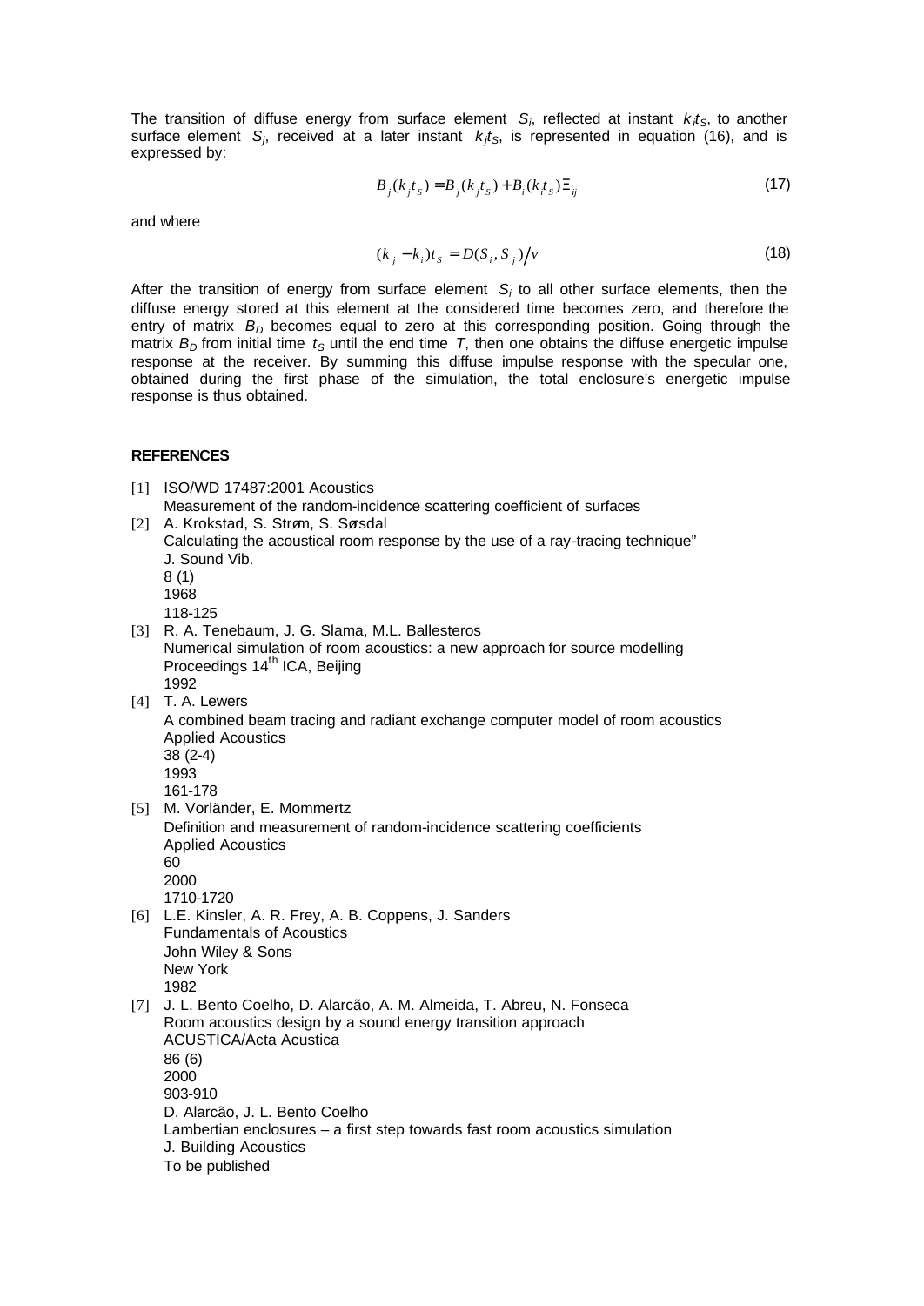The transition of diffuse energy from surface element $S_i$, reflected at instant $k_i t_S$, to another surface element $S_j$, received at a later instant $k_j t_S$, is represented in equation (16), and is expressed by:

$$B_j(k_j t_S) = B_j(k_j t_S) + B_i(k_i t_S)\Xi_{ij} \tag{17}$$

and where

$$(k_j - k_i)t_S = D(S_i, S_j)/v \tag{18}$$

After the transition of energy from surface element $S_i$ to all other surface elements, then the diffuse energy stored at this element at the considered time becomes zero, and therefore the entry of matrix $B_D$ becomes equal to zero at this corresponding position. Going through the matrix $B_D$ from initial time $t_S$ until the end time $T$, then one obtains the diffuse energetic impulse response at the receiver. By summing this diffuse impulse response with the specular one, obtained during the first phase of the simulation, the total enclosure's energetic impulse response is thus obtained.

## REFERENCES

[1] ISO/WD 17487:2001 Acoustics
Measurement of the random-incidence scattering coefficient of surfaces

[2] A. Krokstad, S. Strøm, S. Sørsdal
Calculating the acoustical room response by the use of a ray-tracing technique"
J. Sound Vib.
8 (1)
1968
118-125

[3] R. A. Tenebaum, J. G. Slama, M.L. Ballesteros
Numerical simulation of room acoustics: a new approach for source modelling
Proceedings 14th ICA, Beijing
1992

[4] T. A. Lewers
A combined beam tracing and radiant exchange computer model of room acoustics
Applied Acoustics
38 (2-4)
1993
161-178

[5] M. Vorländer, E. Mommertz
Definition and measurement of random-incidence scattering coefficients
Applied Acoustics
60
2000
1710-1720

[6] L.E. Kinsler, A. R. Frey, A. B. Coppens, J. Sanders
Fundamentals of Acoustics
John Wiley & Sons
New York
1982

[7] J. L. Bento Coelho, D. Alarcão, A. M. Almeida, T. Abreu, N. Fonseca
Room acoustics design by a sound energy transition approach
ACUSTICA/Acta Acustica
86 (6)
2000
903-910
D. Alarcão, J. L. Bento Coelho
Lambertian enclosures – a first step towards fast room acoustics simulation
J. Building Acoustics
To be published